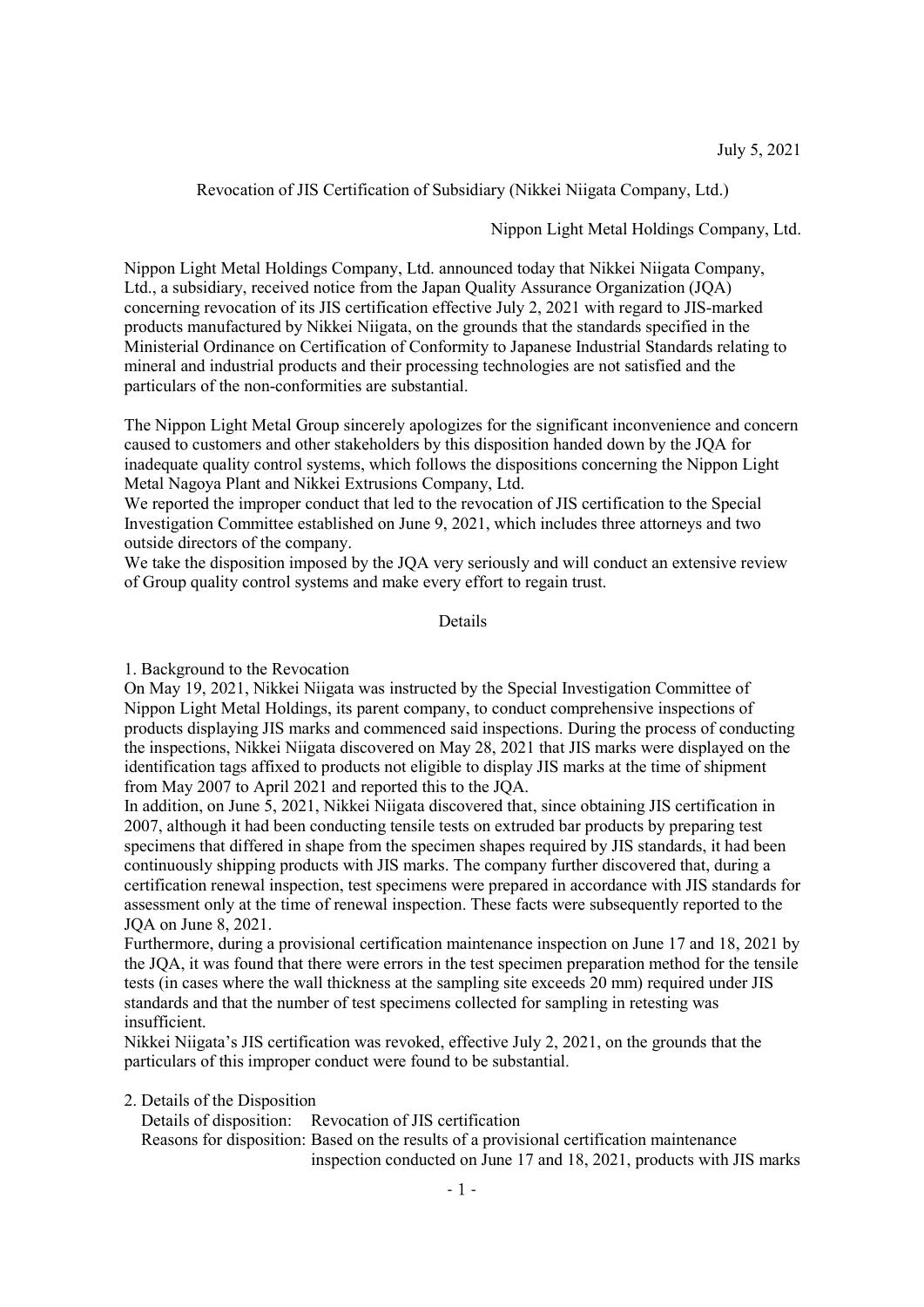July 5, 2021

# Revocation of JIS Certification of Subsidiary (Nikkei Niigata Company, Ltd.)

Nippon Light Metal Holdings Company, Ltd.

Nippon Light Metal Holdings Company, Ltd. announced today that Nikkei Niigata Company, Ltd., a subsidiary, received notice from the Japan Quality Assurance Organization (JQA) concerning revocation of its JIS certification effective July 2, 2021 with regard to JIS-marked products manufactured by Nikkei Niigata, on the grounds that the standards specified in the Ministerial Ordinance on Certification of Conformity to Japanese Industrial Standards relating to mineral and industrial products and their processing technologies are not satisfied and the particulars of the non-conformities are substantial.

The Nippon Light Metal Group sincerely apologizes for the significant inconvenience and concern caused to customers and other stakeholders by this disposition handed down by the JQA for inadequate quality control systems, which follows the dispositions concerning the Nippon Light Metal Nagoya Plant and Nikkei Extrusions Company, Ltd.
We reported the improper conduct that led to the revocation of JIS certification to the Special Investigation Committee established on June 9, 2021, which includes three attorneys and two outside directors of the company.
We take the disposition imposed by the JQA very seriously and will conduct an extensive review of Group quality control systems and make every effort to regain trust.

## Details

### 1. Background to the Revocation

On May 19, 2021, Nikkei Niigata was instructed by the Special Investigation Committee of Nippon Light Metal Holdings, its parent company, to conduct comprehensive inspections of products displaying JIS marks and commenced said inspections. During the process of conducting the inspections, Nikkei Niigata discovered on May 28, 2021 that JIS marks were displayed on the identification tags affixed to products not eligible to display JIS marks at the time of shipment from May 2007 to April 2021 and reported this to the JQA.
In addition, on June 5, 2021, Nikkei Niigata discovered that, since obtaining JIS certification in 2007, although it had been conducting tensile tests on extruded bar products by preparing test specimens that differed in shape from the specimen shapes required by JIS standards, it had been continuously shipping products with JIS marks. The company further discovered that, during a certification renewal inspection, test specimens were prepared in accordance with JIS standards for assessment only at the time of renewal inspection. These facts were subsequently reported to the JQA on June 8, 2021.
Furthermore, during a provisional certification maintenance inspection on June 17 and 18, 2021 by the JQA, it was found that there were errors in the test specimen preparation method for the tensile tests (in cases where the wall thickness at the sampling site exceeds 20 mm) required under JIS standards and that the number of test specimens collected for sampling in retesting was insufficient.
Nikkei Niigata's JIS certification was revoked, effective July 2, 2021, on the grounds that the particulars of this improper conduct were found to be substantial.

### 2. Details of the Disposition

Details of disposition: Revocation of JIS certification
Reasons for disposition: Based on the results of a provisional certification maintenance inspection conducted on June 17 and 18, 2021, products with JIS marks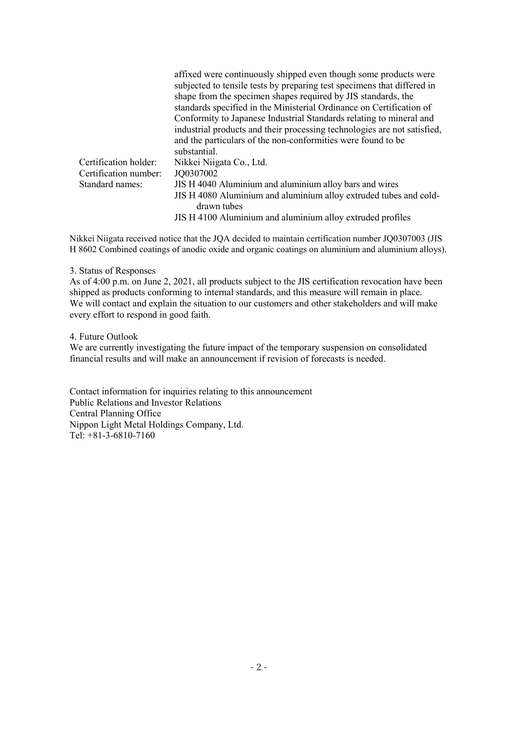affixed were continuously shipped even though some products were subjected to tensile tests by preparing test specimens that differed in shape from the specimen shapes required by JIS standards, the standards specified in the Ministerial Ordinance on Certification of Conformity to Japanese Industrial Standards relating to mineral and industrial products and their processing technologies are not satisfied, and the particulars of the non-conformities were found to be substantial.

| | |
|---|---|
| Certification holder: | Nikkei Niigata Co., Ltd. |
| Certification number: | JQ0307002 |
| Standard names: | JIS H 4040 Aluminium and aluminium alloy bars and wires<br>JIS H 4080 Aluminium and aluminium alloy extruded tubes and cold-drawn tubes<br>JIS H 4100 Aluminium and aluminium alloy extruded profiles |

Nikkei Niigata received notice that the JQA decided to maintain certification number JQ0307003 (JIS H 8602 Combined coatings of anodic oxide and organic coatings on aluminium and aluminium alloys).

3. Status of Responses

As of 4:00 p.m. on June 2, 2021, all products subject to the JIS certification revocation have been shipped as products conforming to internal standards, and this measure will remain in place. We will contact and explain the situation to our customers and other stakeholders and will make every effort to respond in good faith.

4. Future Outlook

We are currently investigating the future impact of the temporary suspension on consolidated financial results and will make an announcement if revision of forecasts is needed.

Contact information for inquiries relating to this announcement
Public Relations and Investor Relations
Central Planning Office
Nippon Light Metal Holdings Company, Ltd.
Tel: +81-3-6810-7160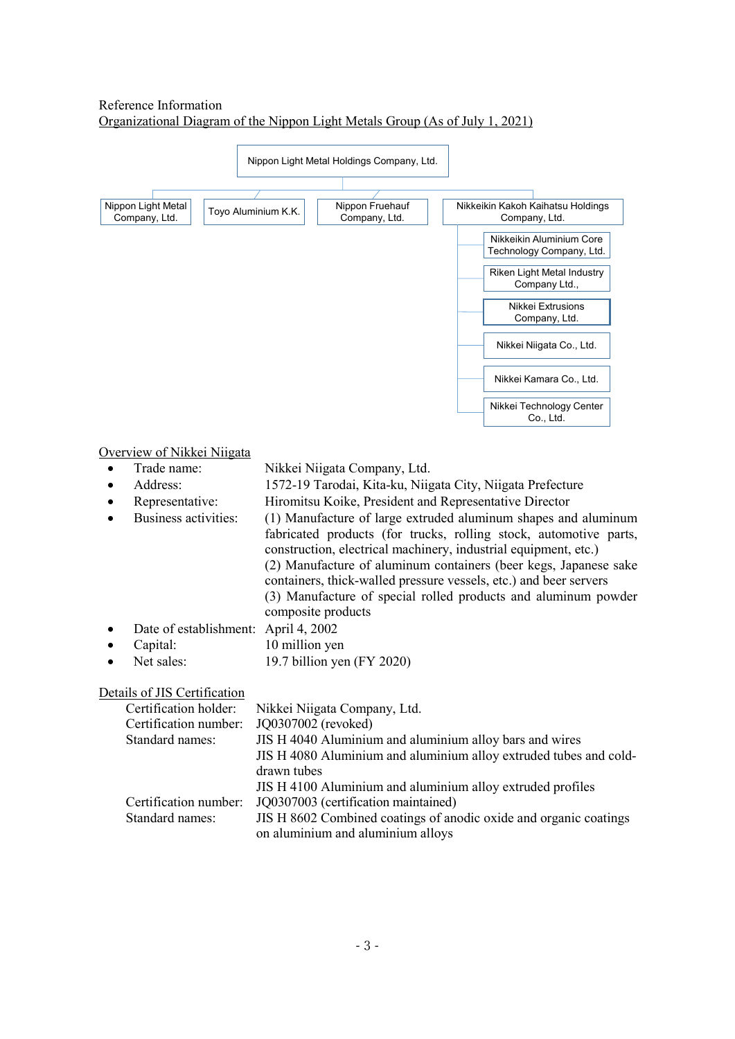Reference Information

Organizational Diagram of the Nippon Light Metals Group (As of July 1, 2021)

Nippon Light Metal Holdings Company, Ltd.

Nippon Light Metal Company, Ltd.

Toyo Aluminium K.K.

Nippon Fruehauf Company, Ltd.

Nikkeikin Kakoh Kaihatsu Holdings Company, Ltd.

Nikkeikin Aluminium Core Technology Company, Ltd.

Riken Light Metal Industry Company Ltd.,

Nikkei Extrusions Company, Ltd.

Nikkei Niigata Co., Ltd.

Nikkei Kamara Co., Ltd.

Nikkei Technology Center Co., Ltd.

Overview of Nikkei Niigata

- Trade name: Nikkei Niigata Company, Ltd.
- Address: 1572-19 Tarodai, Kita-ku, Niigata City, Niigata Prefecture
- Representative: Hiromitsu Koike, President and Representative Director
- Business activities: (1) Manufacture of large extruded aluminum shapes and aluminum fabricated products (for trucks, rolling stock, automotive parts, construction, electrical machinery, industrial equipment, etc.)
  (2) Manufacture of aluminum containers (beer kegs, Japanese sake containers, thick-walled pressure vessels, etc.) and beer servers
  (3) Manufacture of special rolled products and aluminum powder composite products
- Date of establishment: April 4, 2002
- Capital: 10 million yen
- Net sales: 19.7 billion yen (FY 2020)

Details of JIS Certification

| | |
|---|---|
| Certification holder: | Nikkei Niigata Company, Ltd. |
| Certification number: | JQ0307002 (revoked) |
| Standard names: | JIS H 4040 Aluminium and aluminium alloy bars and wires |
| | JIS H 4080 Aluminium and aluminium alloy extruded tubes and cold-drawn tubes |
| | JIS H 4100 Aluminium and aluminium alloy extruded profiles |
| Certification number: | JQ0307003 (certification maintained) |
| Standard names: | JIS H 8602 Combined coatings of anodic oxide and organic coatings on aluminium and aluminium alloys |